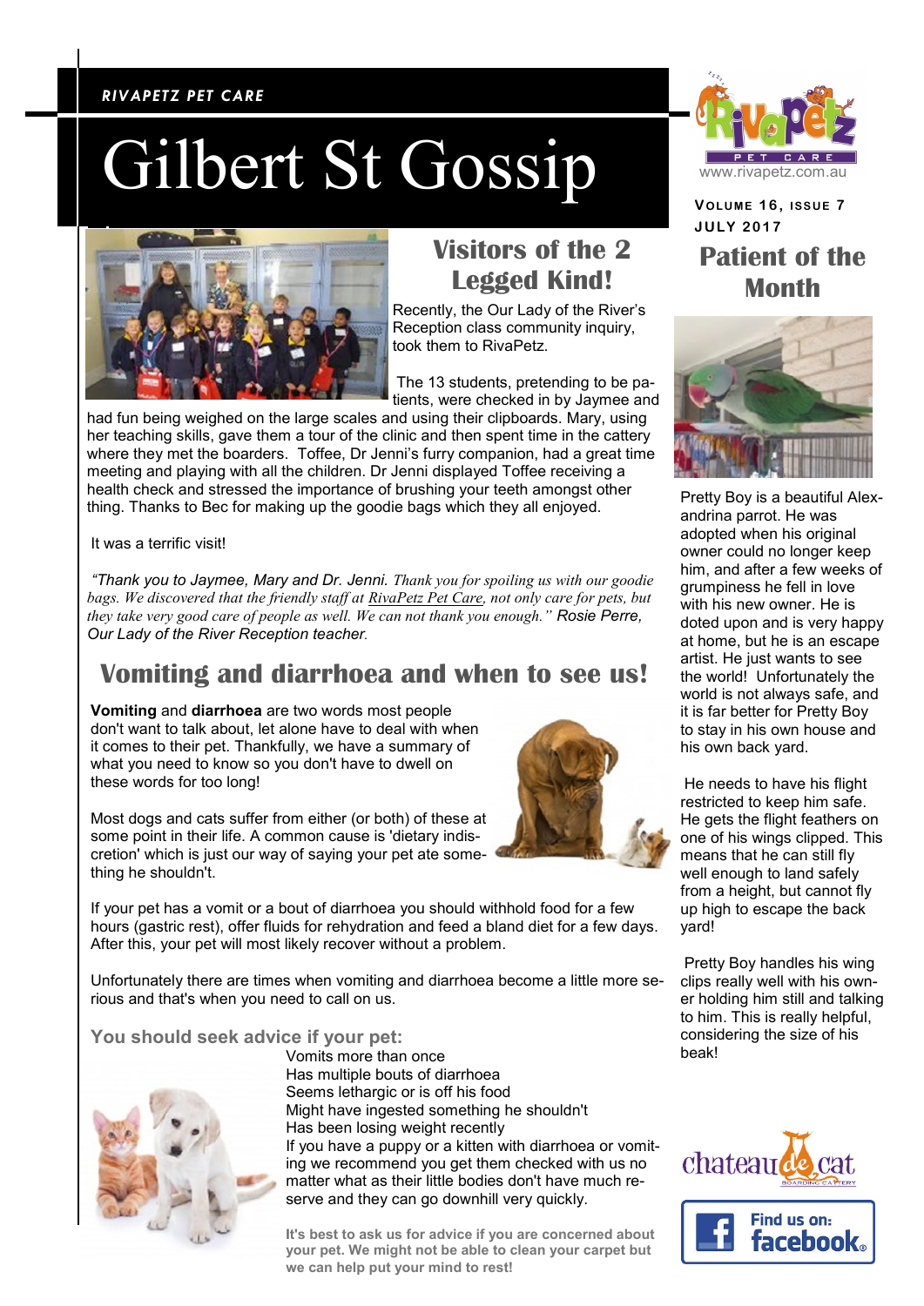*RIVAPETZ PET CARE*

# Gilbert St Gossip

www.rivapetz.com.au

**VOLUME 16, ISSUE 7**
**JULY 2017**

## Visitors of the 2 Legged Kind!

Recently, the Our Lady of the River's Reception class community inquiry, took them to RivaPetz.

The 13 students, pretending to be patients, were checked in by Jaymee and had fun being weighed on the large scales and using their clipboards. Mary, using her teaching skills, gave them a tour of the clinic and then spent time in the cattery where they met the boarders. Toffee, Dr Jenni's furry companion, had a great time meeting and playing with all the children. Dr Jenni displayed Toffee receiving a health check and stressed the importance of brushing your teeth amongst other thing. Thanks to Bec for making up the goodie bags which they all enjoyed.

It was a terrific visit!

*"Thank you to Jaymee, Mary and Dr. Jenni. Thank you for spoiling us with our goodie bags. We discovered that the friendly staff at RivaPetz Pet Care, not only care for pets, but they take very good care of people as well. We can not thank you enough." Rosie Perre, Our Lady of the River Reception teacher.*

## Vomiting and diarrhoea and when to see us!

**Vomiting** and **diarrhoea** are two words most people don't want to talk about, let alone have to deal with when it comes to their pet. Thankfully, we have a summary of what you need to know so you don't have to dwell on these words for too long!

Most dogs and cats suffer from either (or both) of these at some point in their life. A common cause is 'dietary indiscretion' which is just our way of saying your pet ate something he shouldn't.

If your pet has a vomit or a bout of diarrhoea you should withhold food for a few hours (gastric rest), offer fluids for rehydration and feed a bland diet for a few days. After this, your pet will most likely recover without a problem.

Unfortunately there are times when vomiting and diarrhoea become a little more serious and that's when you need to call on us.

### You should seek advice if your pet:

Vomits more than once
Has multiple bouts of diarrhoea
Seems lethargic or is off his food
Might have ingested something he shouldn't
Has been losing weight recently
If you have a puppy or a kitten with diarrhoea or vomiting we recommend you get them checked with us no matter what as their little bodies don't have much reserve and they can go downhill very quickly.

**It's best to ask us for advice if you are concerned about your pet. We might not be able to clean your carpet but we can help put your mind to rest!**

## Patient of the Month

Pretty Boy is a beautiful Alexandrina parrot. He was adopted when his original owner could no longer keep him, and after a few weeks of grumpiness he fell in love with his new owner. He is doted upon and is very happy at home, but he is an escape artist. He just wants to see the world! Unfortunately the world is not always safe, and it is far better for Pretty Boy to stay in his own house and his own back yard.

He needs to have his flight restricted to keep him safe. He gets the flight feathers on one of his wings clipped. This means that he can still fly well enough to land safely from a height, but cannot fly up high to escape the back yard!

Pretty Boy handles his wing clips really well with his owner holding him still and talking to him. This is really helpful, considering the size of his beak!

Find us on: facebook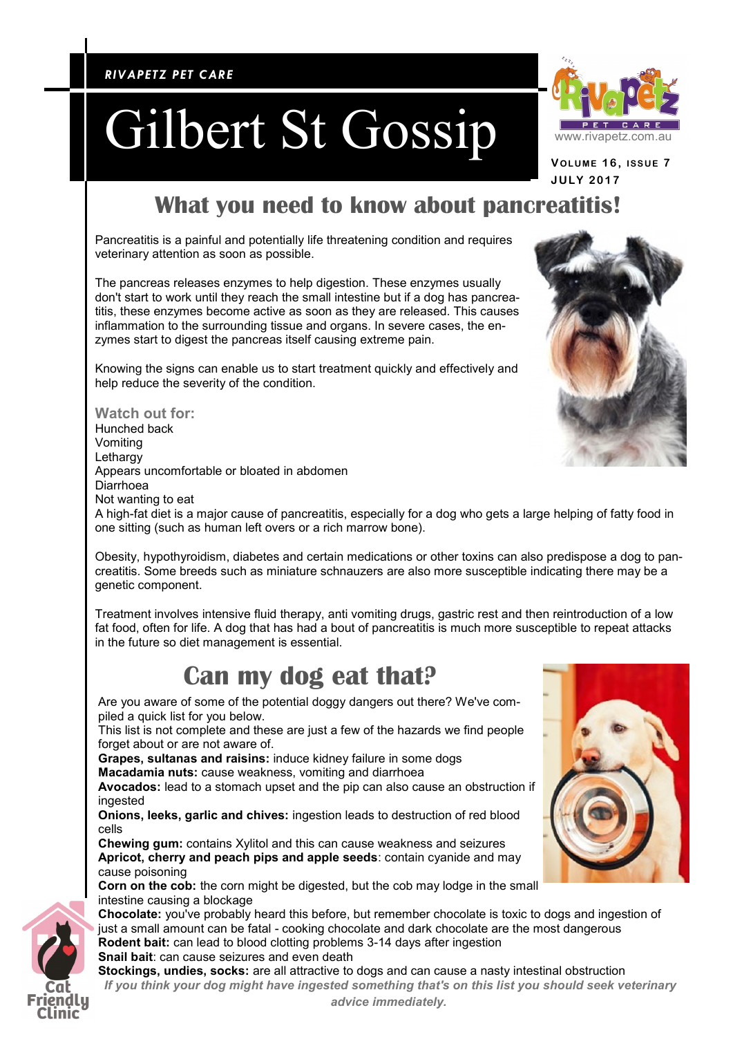RIVAPETZ PET CARE

# Gilbert St Gossip

www.rivapetz.com.au

VOLUME 16, ISSUE 7
JULY 2017

## What you need to know about pancreatitis!

Pancreatitis is a painful and potentially life threatening condition and requires veterinary attention as soon as possible.

The pancreas releases enzymes to help digestion. These enzymes usually don't start to work until they reach the small intestine but if a dog has pancreatitis, these enzymes become active as soon as they are released. This causes inflammation to the surrounding tissue and organs. In severe cases, the enzymes start to digest the pancreas itself causing extreme pain.

Knowing the signs can enable us to start treatment quickly and effectively and help reduce the severity of the condition.

### Watch out for:

Hunched back
Vomiting
Lethargy
Appears uncomfortable or bloated in abdomen
Diarrhoea
Not wanting to eat

A high-fat diet is a major cause of pancreatitis, especially for a dog who gets a large helping of fatty food in one sitting (such as human left overs or a rich marrow bone).

Obesity, hypothyroidism, diabetes and certain medications or other toxins can also predispose a dog to pancreatitis. Some breeds such as miniature schnauzers are also more susceptible indicating there may be a genetic component.

Treatment involves intensive fluid therapy, anti vomiting drugs, gastric rest and then reintroduction of a low fat food, often for life. A dog that has had a bout of pancreatitis is much more susceptible to repeat attacks in the future so diet management is essential.

## Can my dog eat that?

Are you aware of some of the potential doggy dangers out there? We've compiled a quick list for you below.

This list is not complete and these are just a few of the hazards we find people forget about or are not aware of.

**Grapes, sultanas and raisins:** induce kidney failure in some dogs
**Macadamia nuts:** cause weakness, vomiting and diarrhoea
**Avocados:** lead to a stomach upset and the pip can also cause an obstruction if ingested
**Onions, leeks, garlic and chives:** ingestion leads to destruction of red blood cells
**Chewing gum:** contains Xylitol and this can cause weakness and seizures
**Apricot, cherry and peach pips and apple seeds**: contain cyanide and may cause poisoning
**Corn on the cob:** the corn might be digested, but the cob may lodge in the small intestine causing a blockage
**Chocolate:** you've probably heard this before, but remember chocolate is toxic to dogs and ingestion of just a small amount can be fatal - cooking chocolate and dark chocolate are the most dangerous
**Rodent bait:** can lead to blood clotting problems 3-14 days after ingestion
**Snail bait**: can cause seizures and even death
**Stockings, undies, socks:** are all attractive to dogs and can cause a nasty intestinal obstruction

***If you think your dog might have ingested something that's on this list you should seek veterinary advice immediately.***

Cat Friendly Clinic